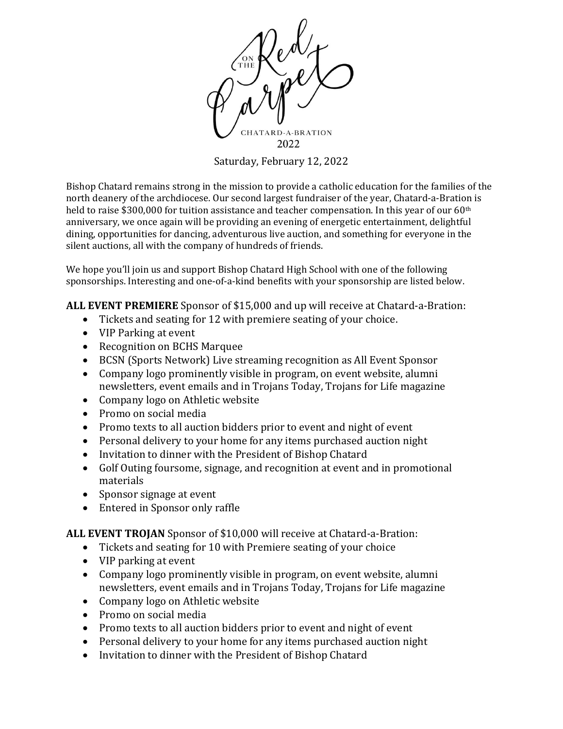# On the Red Carpet

CHATARD-A-BRATION

2022

Saturday, February 12, 2022

Bishop Chatard remains strong in the mission to provide a catholic education for the families of the north deanery of the archdiocese. Our second largest fundraiser of the year, Chatard-a-Bration is held to raise $300,000 for tuition assistance and teacher compensation. In this year of our 60th anniversary, we once again will be providing an evening of energetic entertainment, delightful dining, opportunities for dancing, adventurous live auction, and something for everyone in the silent auctions, all with the company of hundreds of friends.

We hope you'll join us and support Bishop Chatard High School with one of the following sponsorships. Interesting and one-of-a-kind benefits with your sponsorship are listed below.

**ALL EVENT PREMIERE** Sponsor of $15,000 and up will receive at Chatard-a-Bration:

- Tickets and seating for 12 with premiere seating of your choice.
- VIP Parking at event
- Recognition on BCHS Marquee
- BCSN (Sports Network) Live streaming recognition as All Event Sponsor
- Company logo prominently visible in program, on event website, alumni newsletters, event emails and in Trojans Today, Trojans for Life magazine
- Company logo on Athletic website
- Promo on social media
- Promo texts to all auction bidders prior to event and night of event
- Personal delivery to your home for any items purchased auction night
- Invitation to dinner with the President of Bishop Chatard
- Golf Outing foursome, signage, and recognition at event and in promotional materials
- Sponsor signage at event
- Entered in Sponsor only raffle

**ALL EVENT TROJAN** Sponsor of $10,000 will receive at Chatard-a-Bration:

- Tickets and seating for 10 with Premiere seating of your choice
- VIP parking at event
- Company logo prominently visible in program, on event website, alumni newsletters, event emails and in Trojans Today, Trojans for Life magazine
- Company logo on Athletic website
- Promo on social media
- Promo texts to all auction bidders prior to event and night of event
- Personal delivery to your home for any items purchased auction night
- Invitation to dinner with the President of Bishop Chatard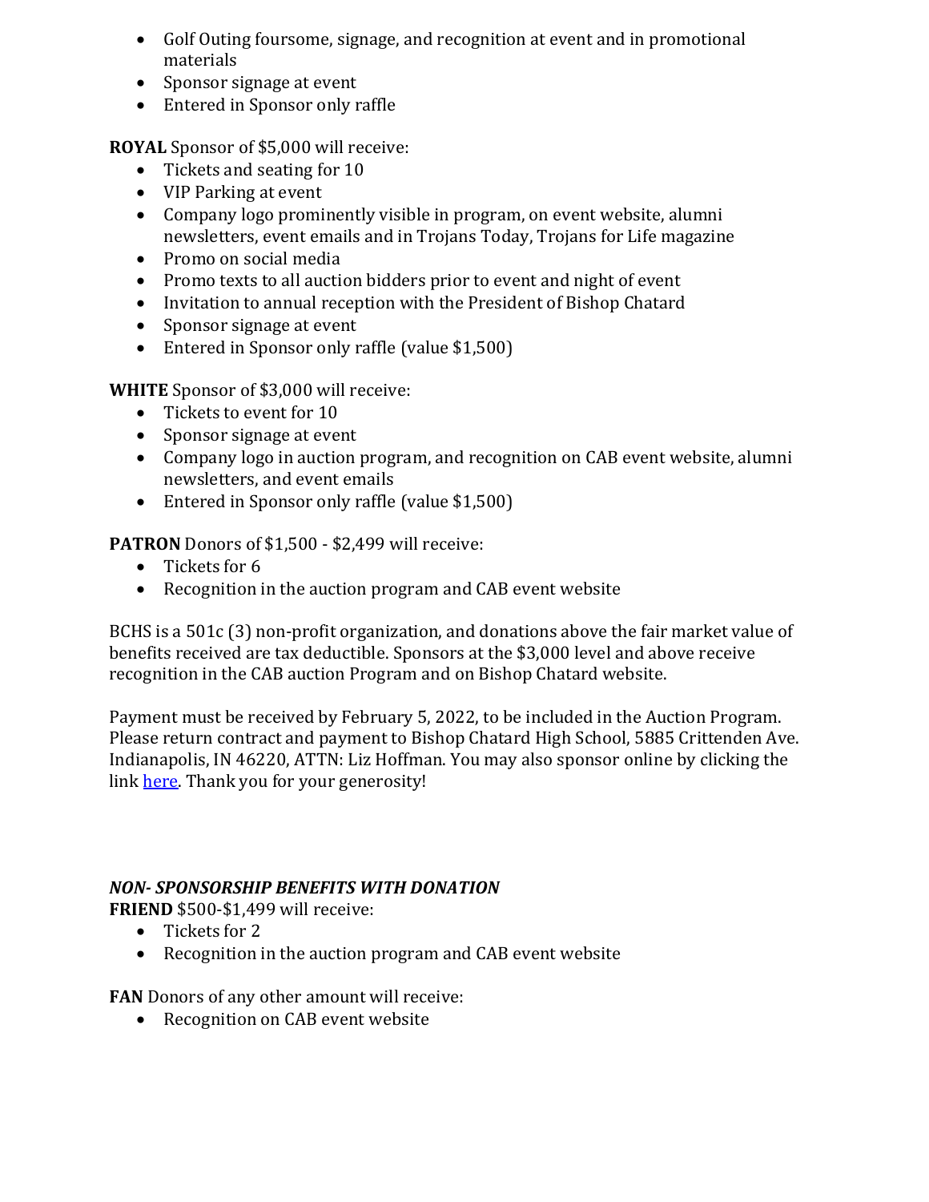- Golf Outing foursome, signage, and recognition at event and in promotional materials
- Sponsor signage at event
- Entered in Sponsor only raffle

**ROYAL** Sponsor of $5,000 will receive:

- Tickets and seating for 10
- VIP Parking at event
- Company logo prominently visible in program, on event website, alumni newsletters, event emails and in Trojans Today, Trojans for Life magazine
- Promo on social media
- Promo texts to all auction bidders prior to event and night of event
- Invitation to annual reception with the President of Bishop Chatard
- Sponsor signage at event
- Entered in Sponsor only raffle (value $1,500)

**WHITE** Sponsor of $3,000 will receive:

- Tickets to event for 10
- Sponsor signage at event
- Company logo in auction program, and recognition on CAB event website, alumni newsletters, and event emails
- Entered in Sponsor only raffle (value $1,500)

**PATRON** Donors of $1,500 - $2,499 will receive:

- Tickets for 6
- Recognition in the auction program and CAB event website

BCHS is a 501c (3) non-profit organization, and donations above the fair market value of benefits received are tax deductible. Sponsors at the $3,000 level and above receive recognition in the CAB auction Program and on Bishop Chatard website.

Payment must be received by February 5, 2022, to be included in the Auction Program. Please return contract and payment to Bishop Chatard High School, 5885 Crittenden Ave. Indianapolis, IN 46220, ATTN: Liz Hoffman. You may also sponsor online by clicking the link here. Thank you for your generosity!

***NON- SPONSORSHIP BENEFITS WITH DONATION***

**FRIEND** $500-$1,499 will receive:

- Tickets for 2
- Recognition in the auction program and CAB event website

**FAN** Donors of any other amount will receive:

- Recognition on CAB event website